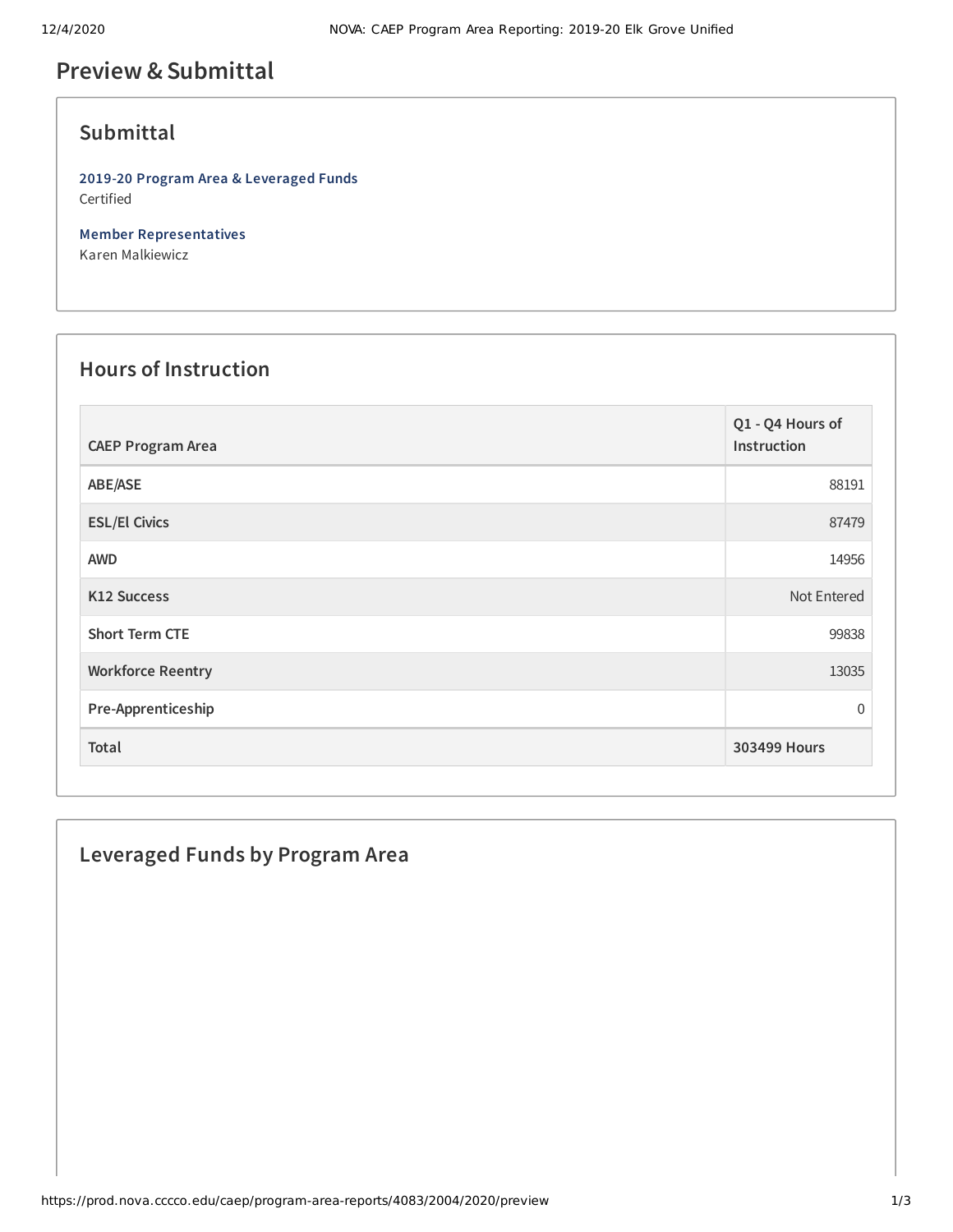# Preview & Submittal

## Submittal

**2019-20 Program Area & Leveraged Funds**
Certified

**Member Representatives**
Karen Malkiewicz

## Hours of Instruction

| CAEP Program Area | Q1 - Q4 Hours of Instruction |
| --- | --- |
| ABE/ASE | 88191 |
| ESL/El Civics | 87479 |
| AWD | 14956 |
| K12 Success | Not Entered |
| Short Term CTE | 99838 |
| Workforce Reentry | 13035 |
| Pre-Apprenticeship | 0 |
| **Total** | **303499 Hours** |

## Leveraged Funds by Program Area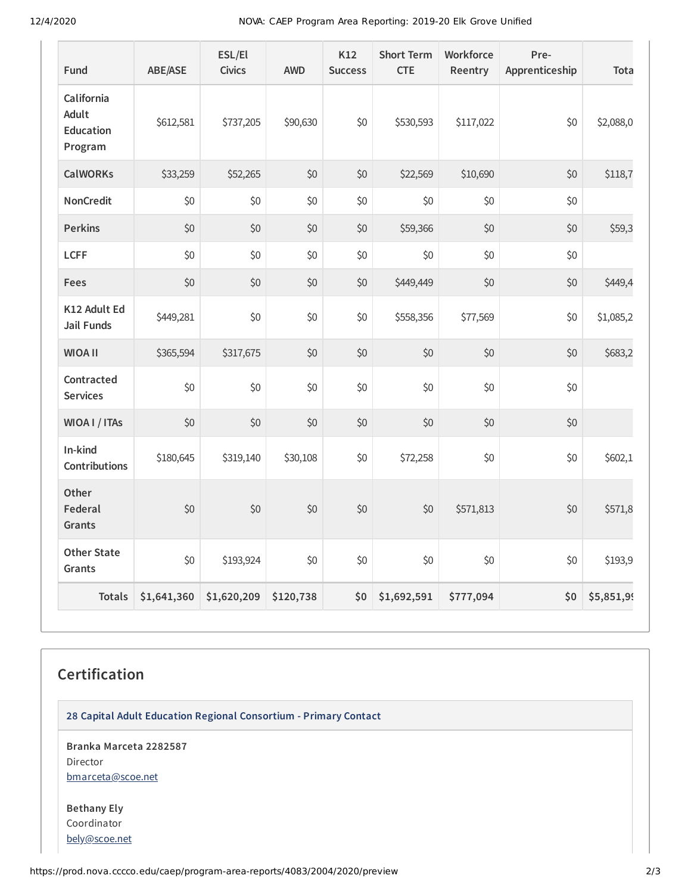| Fund | ABE/ASE | ESL/El Civics | AWD | K12 Success | Short Term CTE | Workforce Reentry | Pre-Apprenticeship | Tota |
|---|---|---|---|---|---|---|---|---|
| California Adult Education Program | $612,581 | $737,205 | $90,630 | $0 | $530,593 | $117,022 | $0 | $2,088,0 |
| CalWORKs | $33,259 | $52,265 | $0 | $0 | $22,569 | $10,690 | $0 | $118,7 |
| NonCredit | $0 | $0 | $0 | $0 | $0 | $0 | $0 | |
| Perkins | $0 | $0 | $0 | $0 | $59,366 | $0 | $0 | $59,3 |
| LCFF | $0 | $0 | $0 | $0 | $0 | $0 | $0 | |
| Fees | $0 | $0 | $0 | $0 | $449,449 | $0 | $0 | $449,4 |
| K12 Adult Ed Jail Funds | $449,281 | $0 | $0 | $0 | $558,356 | $77,569 | $0 | $1,085,2 |
| WIOA II | $365,594 | $317,675 | $0 | $0 | $0 | $0 | $0 | $683,2 |
| Contracted Services | $0 | $0 | $0 | $0 | $0 | $0 | $0 | |
| WIOA I / ITAs | $0 | $0 | $0 | $0 | $0 | $0 | $0 | |
| In-kind Contributions | $180,645 | $319,140 | $30,108 | $0 | $72,258 | $0 | $0 | $602,1 |
| Other Federal Grants | $0 | $0 | $0 | $0 | $0 | $571,813 | $0 | $571,8 |
| Other State Grants | $0 | $193,924 | $0 | $0 | $0 | $0 | $0 | $193,9 |
| **Totals** | **$1,641,360** | **$1,620,209** | **$120,738** | **$0** | **$1,692,591** | **$777,094** | **$0** | **$5,851,9** |

## Certification

**28 Capital Adult Education Regional Consortium - Primary Contact**

**Branka Marceta 2282587**
Director
bmarceta@scoe.net

**Bethany Ely**
Coordinator
bely@scoe.net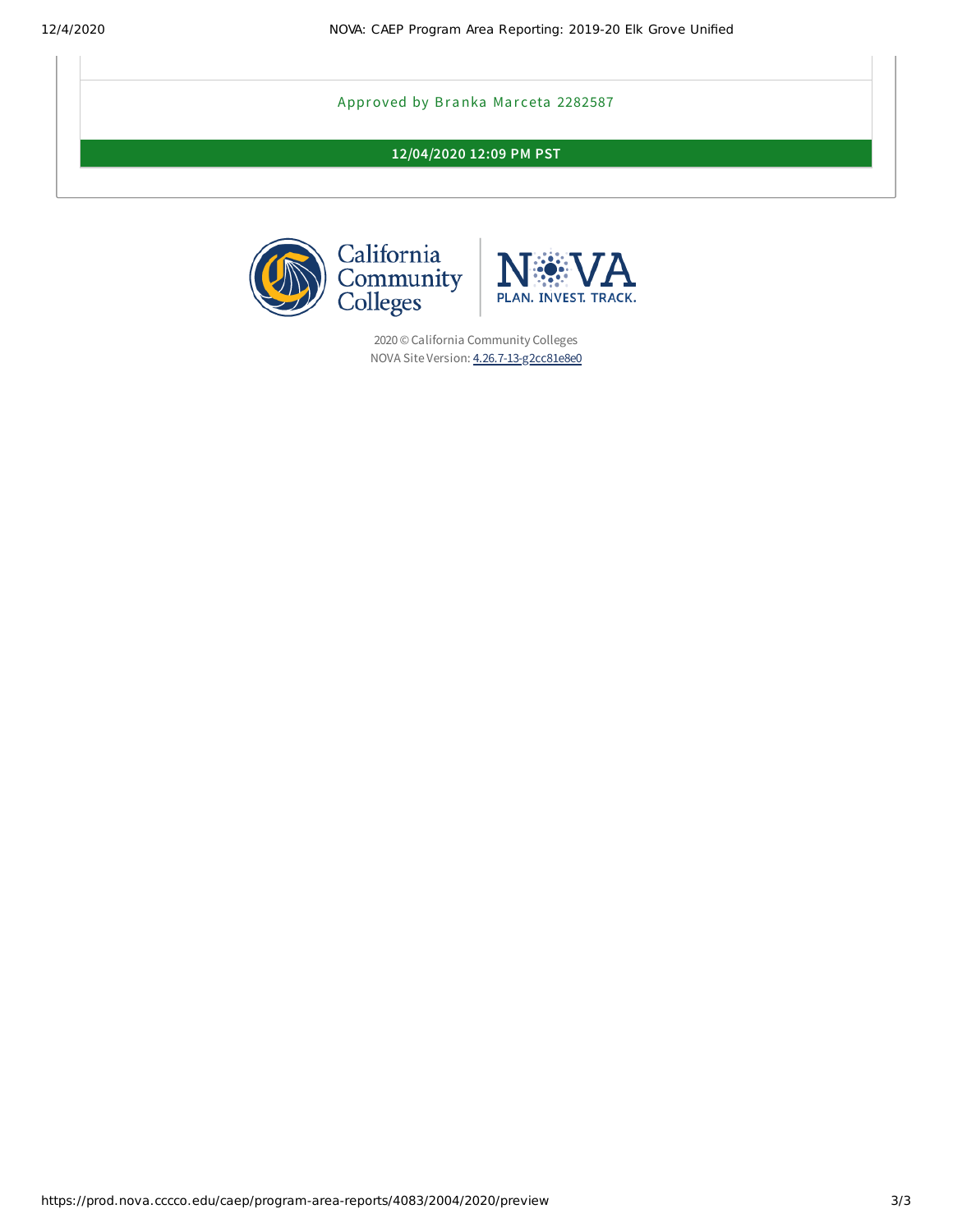Approved by Branka Marceta 2282587

**12/04/2020 12:09 PM PST**

2020 © California Community Colleges
NOVA Site Version: 4.26.7-13-g2cc81e8e0